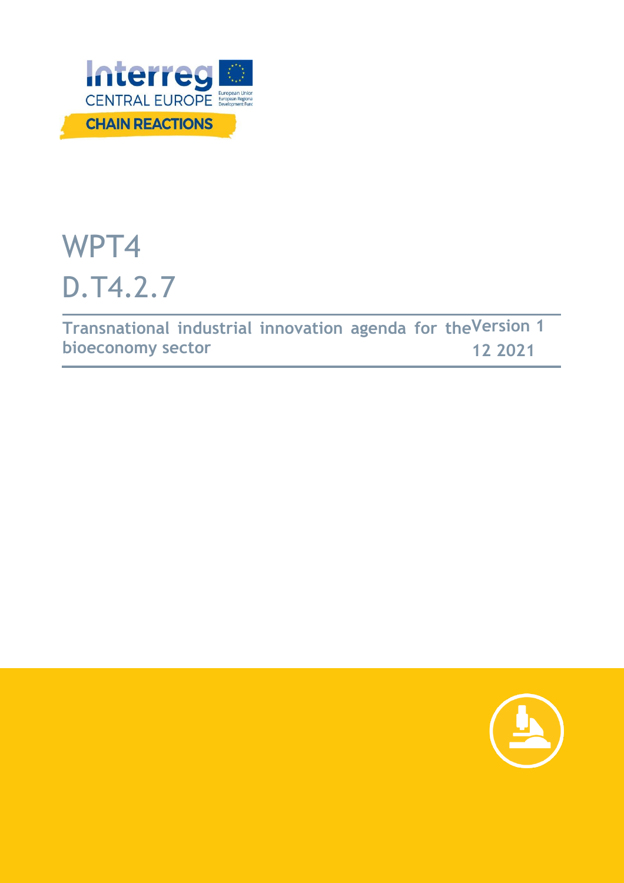Interreg
CENTRAL EUROPE

European Union
European Regional Development Fund

CHAIN REACTIONS

# WPT4

# D.T4.2.7

**Transnational industrial innovation agenda for the bioeconomy sector**

**Version 1**

**12 2021**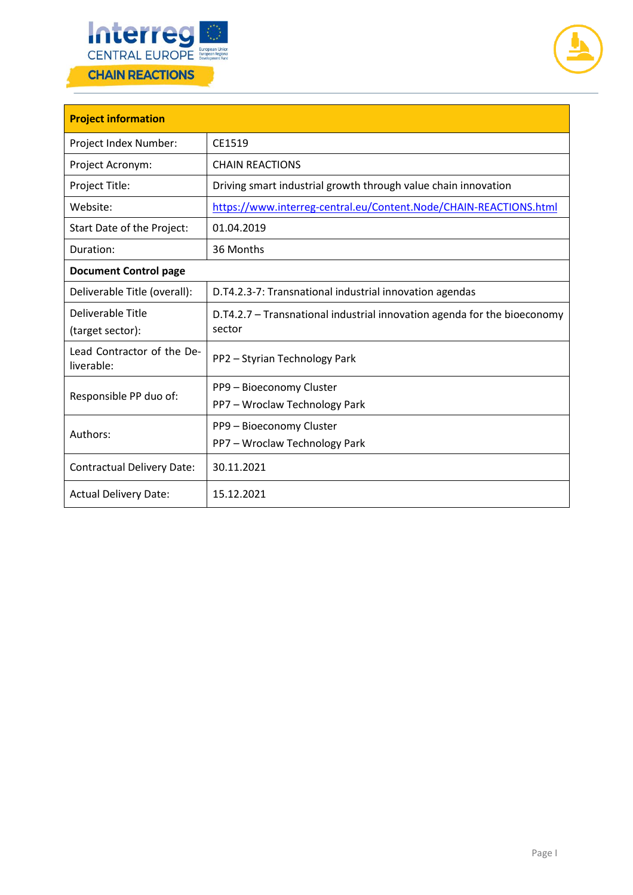| Project information | |
|---|---|
| Project Index Number: | CE1519 |
| Project Acronym: | CHAIN REACTIONS |
| Project Title: | Driving smart industrial growth through value chain innovation |
| Website: | https://www.interreg-central.eu/Content.Node/CHAIN-REACTIONS.html |
| Start Date of the Project: | 01.04.2019 |
| Duration: | 36 Months |
| **Document Control page** | |
| Deliverable Title (overall): | D.T4.2.3-7: Transnational industrial innovation agendas |
| Deliverable Title (target sector): | D.T4.2.7 – Transnational industrial innovation agenda for the bioeconomy sector |
| Lead Contractor of the Deliverable: | PP2 – Styrian Technology Park |
| Responsible PP duo of: | PP9 – Bioeconomy Cluster<br>PP7 – Wroclaw Technology Park |
| Authors: | PP9 – Bioeconomy Cluster<br>PP7 – Wroclaw Technology Park |
| Contractual Delivery Date: | 30.11.2021 |
| Actual Delivery Date: | 15.12.2021 |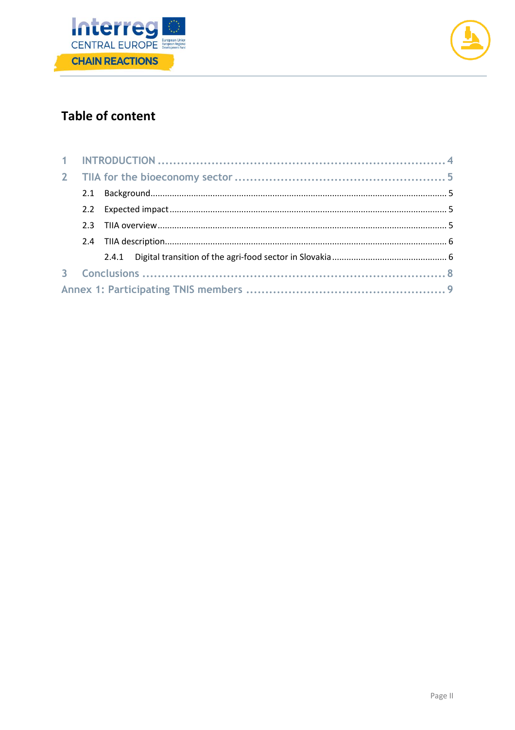## Table of content

1 INTRODUCTION .......................................................................... 4

2 TIIA for the bioeconomy sector ........................................................ 5

- 2.1 Background ........................................................................ 5
- 2.2 Expected impact .................................................................... 5
- 2.3 TIIA overview ...................................................................... 5
- 2.4 TIIA description ................................................................... 6
  - 2.4.1 Digital transition of the agri-food sector in Slovakia ........................ 6

3 Conclusions ............................................................................ 8

Annex 1: Participating TNIS members ...................................................... 9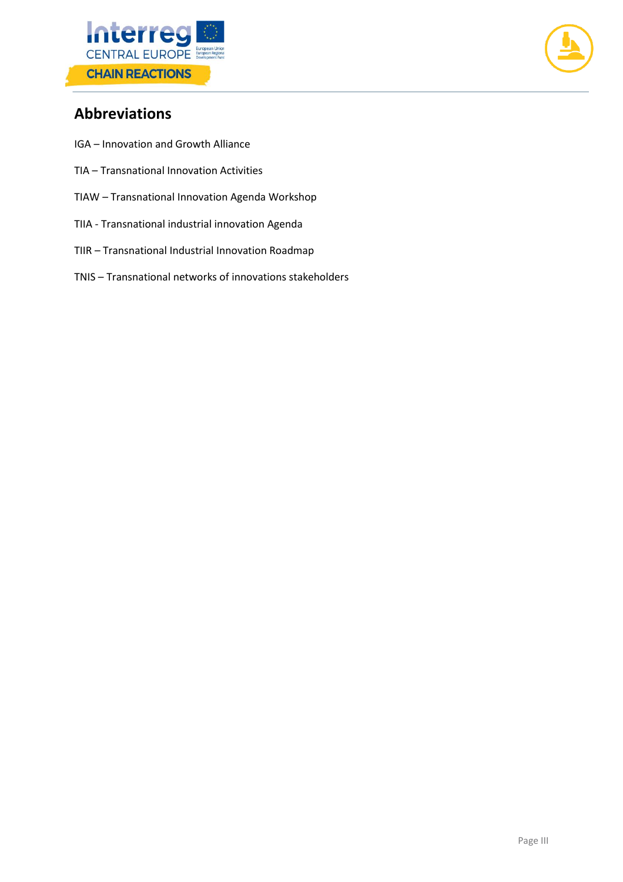## Abbreviations

IGA – Innovation and Growth Alliance

TIA – Transnational Innovation Activities

TIAW – Transnational Innovation Agenda Workshop

TIIA - Transnational industrial innovation Agenda

TIIR – Transnational Industrial Innovation Roadmap

TNIS – Transnational networks of innovations stakeholders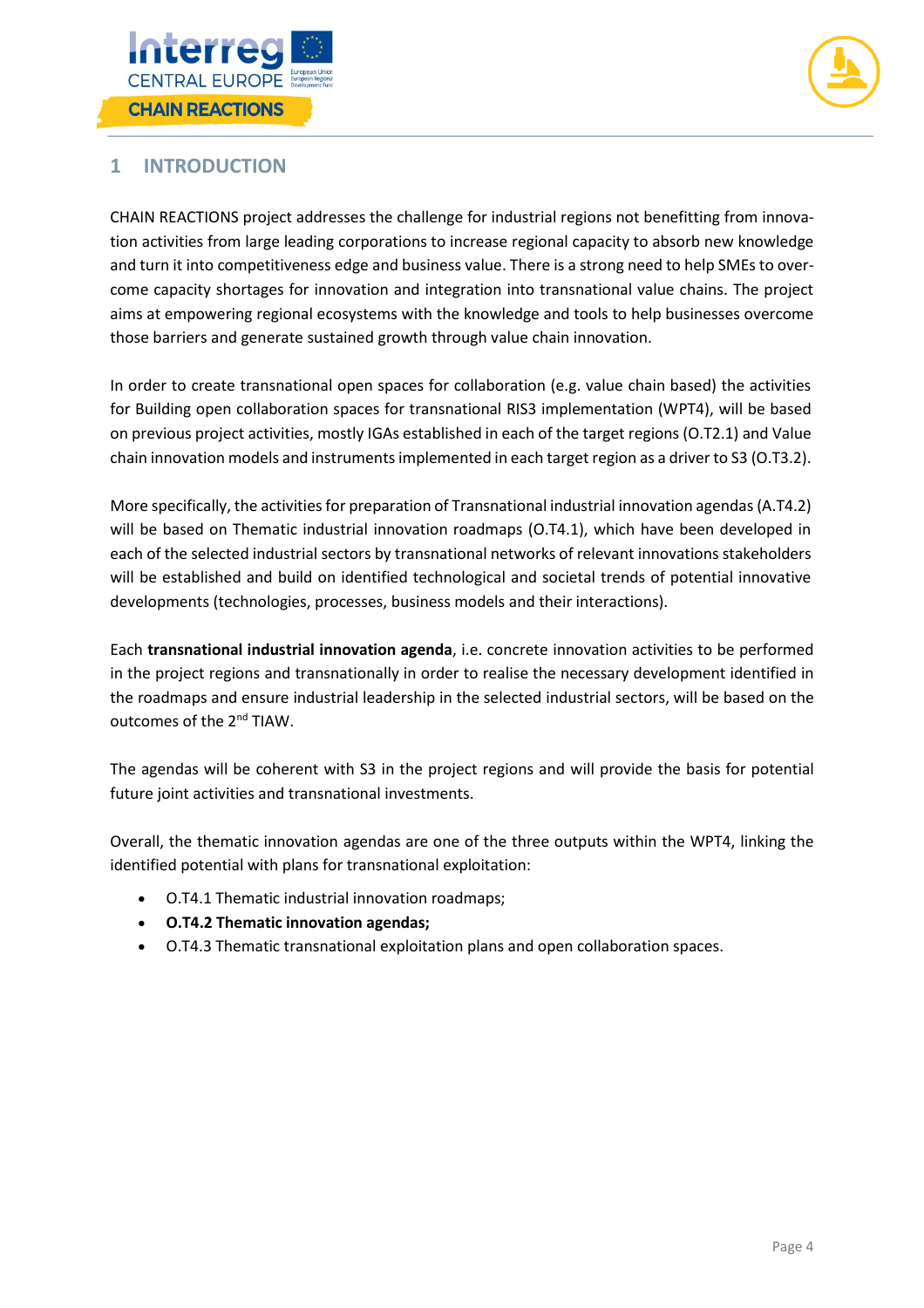# 1 INTRODUCTION

CHAIN REACTIONS project addresses the challenge for industrial regions not benefitting from innovation activities from large leading corporations to increase regional capacity to absorb new knowledge and turn it into competitiveness edge and business value. There is a strong need to help SMEs to overcome capacity shortages for innovation and integration into transnational value chains. The project aims at empowering regional ecosystems with the knowledge and tools to help businesses overcome those barriers and generate sustained growth through value chain innovation.

In order to create transnational open spaces for collaboration (e.g. value chain based) the activities for Building open collaboration spaces for transnational RIS3 implementation (WPT4), will be based on previous project activities, mostly IGAs established in each of the target regions (O.T2.1) and Value chain innovation models and instruments implemented in each target region as a driver to S3 (O.T3.2).

More specifically, the activities for preparation of Transnational industrial innovation agendas (A.T4.2) will be based on Thematic industrial innovation roadmaps (O.T4.1), which have been developed in each of the selected industrial sectors by transnational networks of relevant innovations stakeholders will be established and build on identified technological and societal trends of potential innovative developments (technologies, processes, business models and their interactions).

Each **transnational industrial innovation agenda**, i.e. concrete innovation activities to be performed in the project regions and transnationally in order to realise the necessary development identified in the roadmaps and ensure industrial leadership in the selected industrial sectors, will be based on the outcomes of the 2nd TIAW.

The agendas will be coherent with S3 in the project regions and will provide the basis for potential future joint activities and transnational investments.

Overall, the thematic innovation agendas are one of the three outputs within the WPT4, linking the identified potential with plans for transnational exploitation:

- O.T4.1 Thematic industrial innovation roadmaps;
- **O.T4.2 Thematic innovation agendas;**
- O.T4.3 Thematic transnational exploitation plans and open collaboration spaces.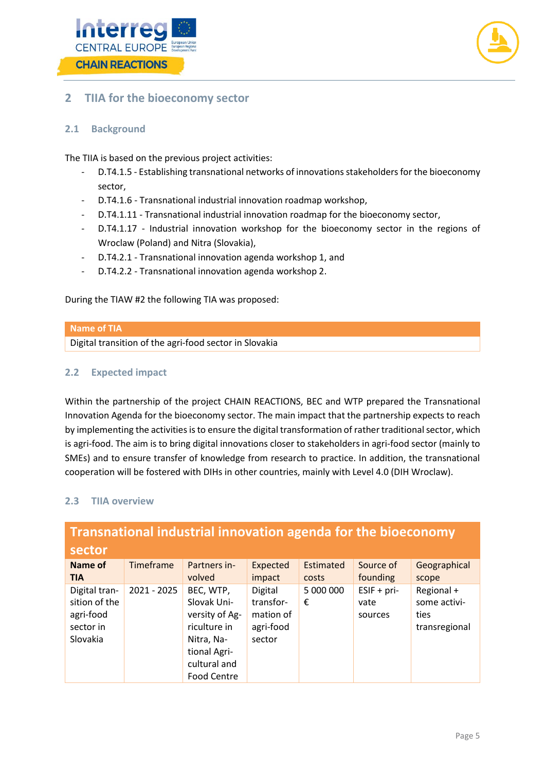# 2 TIIA for the bioeconomy sector

## 2.1 Background

The TIIA is based on the previous project activities:

- D.T4.1.5 - Establishing transnational networks of innovations stakeholders for the bioeconomy sector,
- D.T4.1.6 - Transnational industrial innovation roadmap workshop,
- D.T4.1.11 - Transnational industrial innovation roadmap for the bioeconomy sector,
- D.T4.1.17 - Industrial innovation workshop for the bioeconomy sector in the regions of Wroclaw (Poland) and Nitra (Slovakia),
- D.T4.2.1 - Transnational innovation agenda workshop 1, and
- D.T4.2.2 - Transnational innovation agenda workshop 2.

During the TIAW #2 the following TIA was proposed:

| Name of TIA |
|---|
| Digital transition of the agri-food sector in Slovakia |

## 2.2 Expected impact

Within the partnership of the project CHAIN REACTIONS, BEC and WTP prepared the Transnational Innovation Agenda for the bioeconomy sector. The main impact that the partnership expects to reach by implementing the activities is to ensure the digital transformation of rather traditional sector, which is agri-food. The aim is to bring digital innovations closer to stakeholders in agri-food sector (mainly to SMEs) and to ensure transfer of knowledge from research to practice. In addition, the transnational cooperation will be fostered with DIHs in other countries, mainly with Level 4.0 (DIH Wroclaw).

## 2.3 TIIA overview

| Transnational industrial innovation agenda for the bioeconomy sector | | | | | | |
|---|---|---|---|---|---|---|
| **Name of TIA** | Timeframe | Partners involved | Expected impact | Estimated costs | Source of founding | Geographical scope |
| Digital transition of the agri-food sector in Slovakia | 2021 - 2025 | BEC, WTP, Slovak University of Agriculture in Nitra, National Agricultural and Food Centre | Digital transformation of agri-food sector | 5 000 000 € | ESIF + private sources | Regional + some activities transregional |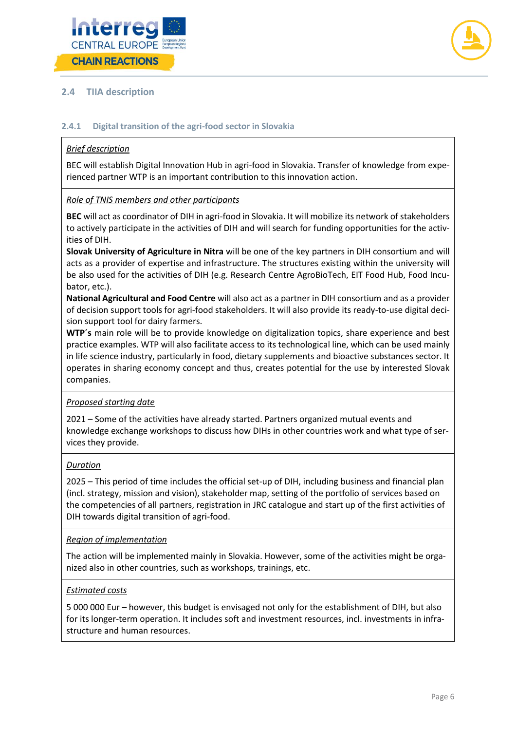## 2.4 TIIA description

### 2.4.1 Digital transition of the agri-food sector in Slovakia

*Brief description*

BEC will establish Digital Innovation Hub in agri-food in Slovakia. Transfer of knowledge from experienced partner WTP is an important contribution to this innovation action.

*Role of TNIS members and other participants*

**BEC** will act as coordinator of DIH in agri-food in Slovakia. It will mobilize its network of stakeholders to actively participate in the activities of DIH and will search for funding opportunities for the activities of DIH.
**Slovak University of Agriculture in Nitra** will be one of the key partners in DIH consortium and will acts as a provider of expertise and infrastructure. The structures existing within the university will be also used for the activities of DIH (e.g. Research Centre AgroBioTech, EIT Food Hub, Food Incubator, etc.).
**National Agricultural and Food Centre** will also act as a partner in DIH consortium and as a provider of decision support tools for agri-food stakeholders. It will also provide its ready-to-use digital decision support tool for dairy farmers.
**WTP´s** main role will be to provide knowledge on digitalization topics, share experience and best practice examples. WTP will also facilitate access to its technological line, which can be used mainly in life science industry, particularly in food, dietary supplements and bioactive substances sector. It operates in sharing economy concept and thus, creates potential for the use by interested Slovak companies.

*Proposed starting date*

2021 – Some of the activities have already started. Partners organized mutual events and knowledge exchange workshops to discuss how DIHs in other countries work and what type of services they provide.

*Duration*

2025 – This period of time includes the official set-up of DIH, including business and financial plan (incl. strategy, mission and vision), stakeholder map, setting of the portfolio of services based on the competencies of all partners, registration in JRC catalogue and start up of the first activities of DIH towards digital transition of agri-food.

*Region of implementation*

The action will be implemented mainly in Slovakia. However, some of the activities might be organized also in other countries, such as workshops, trainings, etc.

*Estimated costs*

5 000 000 Eur – however, this budget is envisaged not only for the establishment of DIH, but also for its longer-term operation. It includes soft and investment resources, incl. investments in infrastructure and human resources.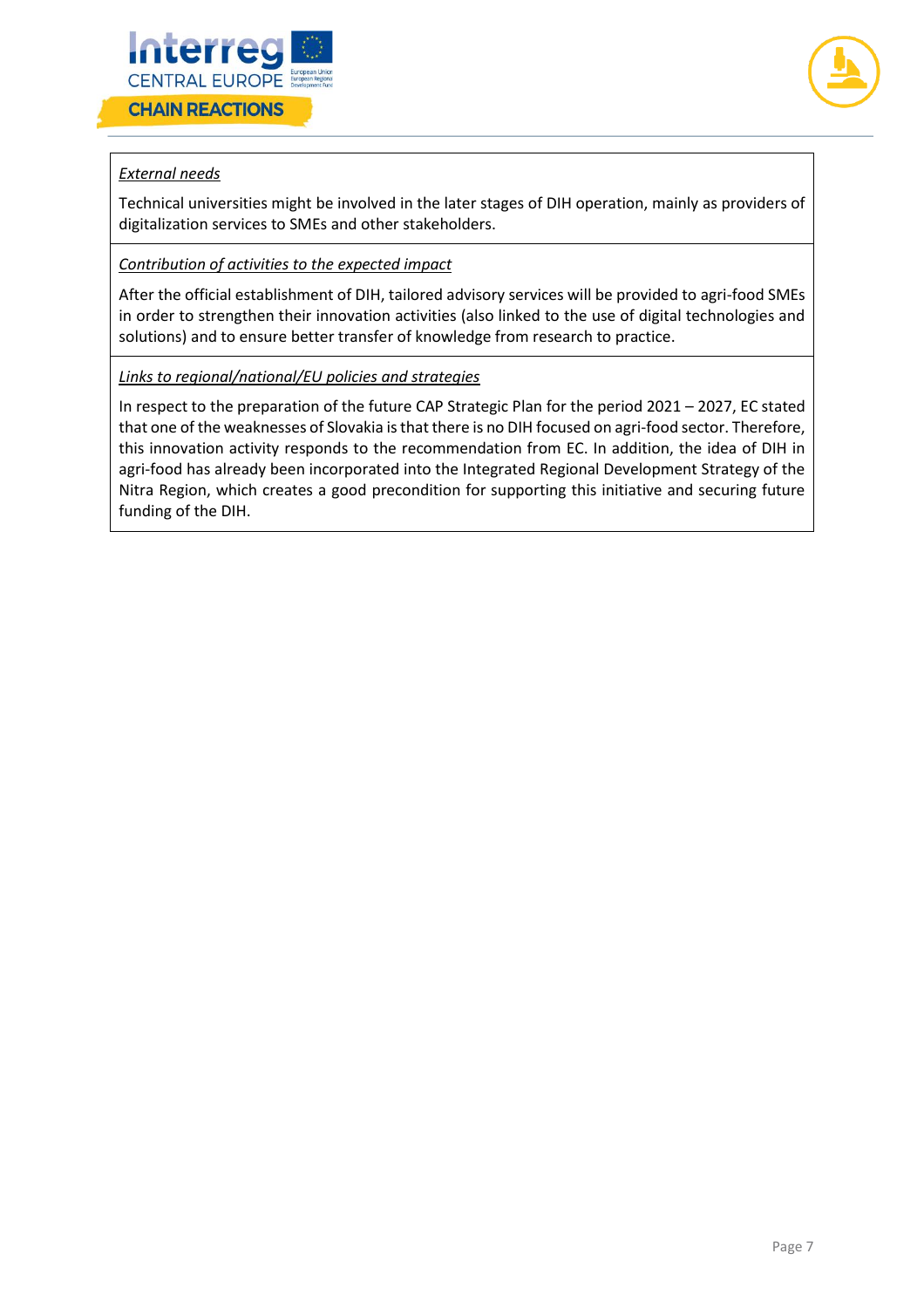*External needs*

Technical universities might be involved in the later stages of DIH operation, mainly as providers of digitalization services to SMEs and other stakeholders.

*Contribution of activities to the expected impact*

After the official establishment of DIH, tailored advisory services will be provided to agri-food SMEs in order to strengthen their innovation activities (also linked to the use of digital technologies and solutions) and to ensure better transfer of knowledge from research to practice.

*Links to regional/national/EU policies and strategies*

In respect to the preparation of the future CAP Strategic Plan for the period 2021 – 2027, EC stated that one of the weaknesses of Slovakia is that there is no DIH focused on agri-food sector. Therefore, this innovation activity responds to the recommendation from EC. In addition, the idea of DIH in agri-food has already been incorporated into the Integrated Regional Development Strategy of the Nitra Region, which creates a good precondition for supporting this initiative and securing future funding of the DIH.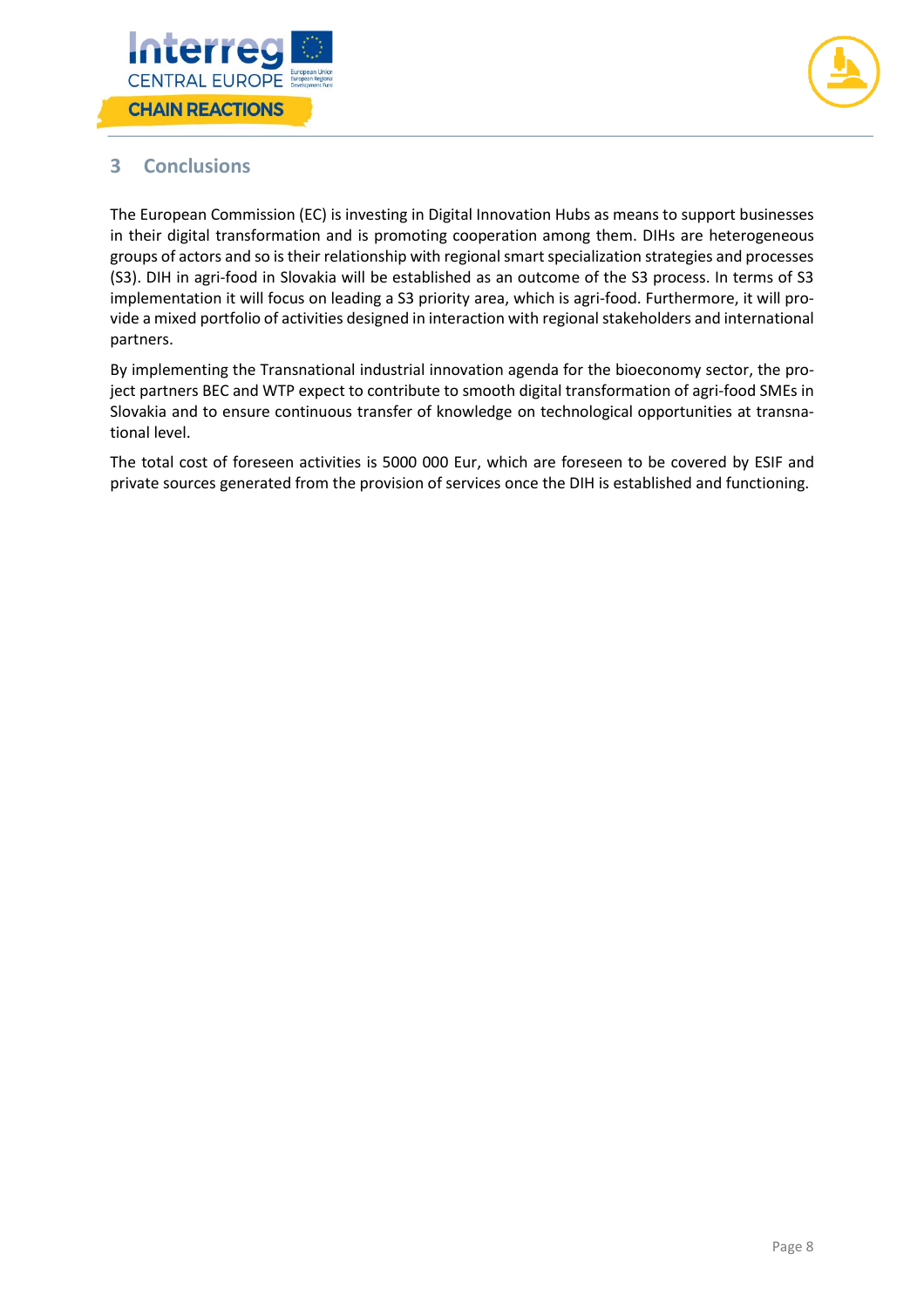## 3 Conclusions

The European Commission (EC) is investing in Digital Innovation Hubs as means to support businesses in their digital transformation and is promoting cooperation among them. DIHs are heterogeneous groups of actors and so is their relationship with regional smart specialization strategies and processes (S3). DIH in agri-food in Slovakia will be established as an outcome of the S3 process. In terms of S3 implementation it will focus on leading a S3 priority area, which is agri-food. Furthermore, it will provide a mixed portfolio of activities designed in interaction with regional stakeholders and international partners.

By implementing the Transnational industrial innovation agenda for the bioeconomy sector, the project partners BEC and WTP expect to contribute to smooth digital transformation of agri-food SMEs in Slovakia and to ensure continuous transfer of knowledge on technological opportunities at transnational level.

The total cost of foreseen activities is 5000 000 Eur, which are foreseen to be covered by ESIF and private sources generated from the provision of services once the DIH is established and functioning.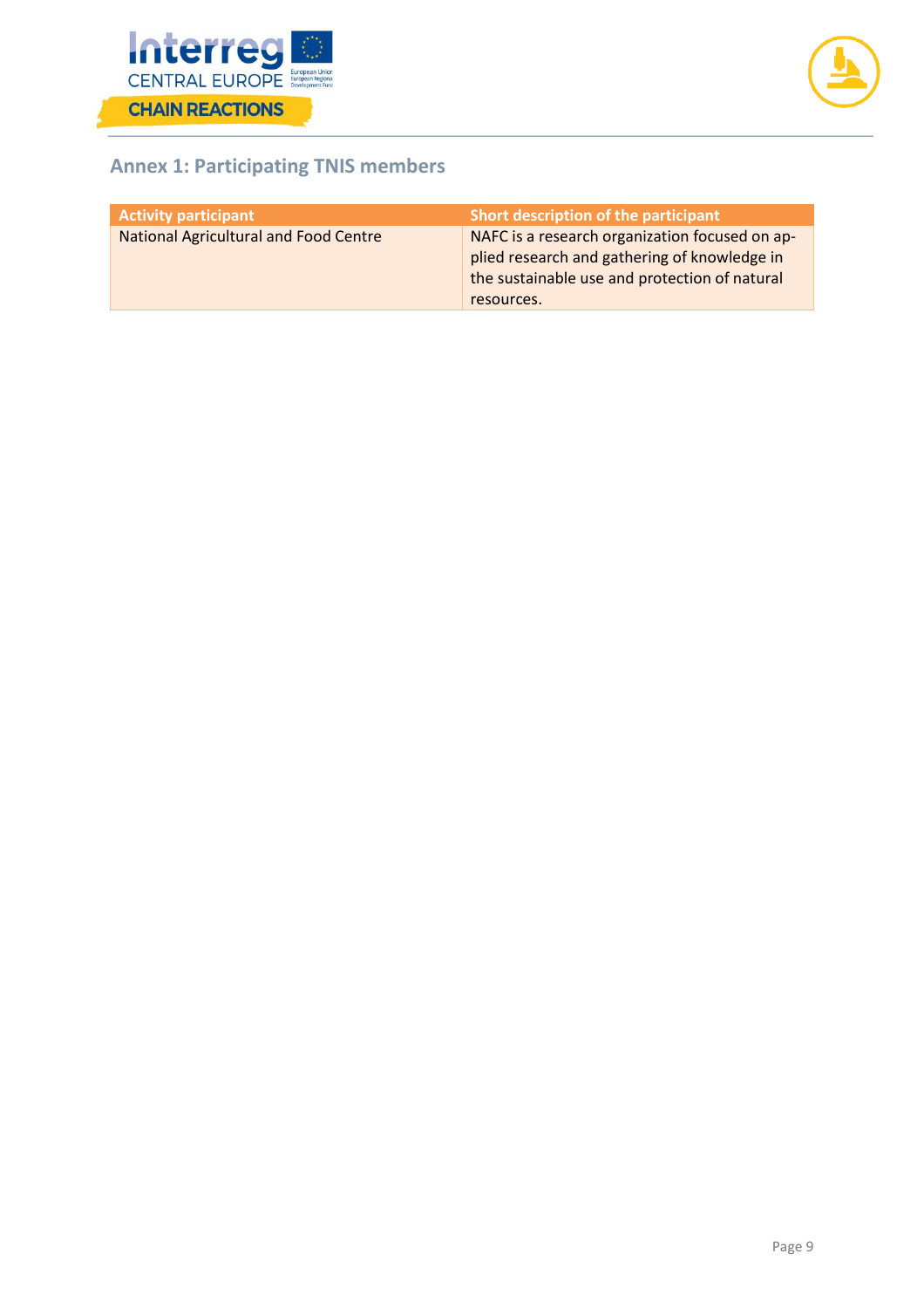## Annex 1: Participating TNIS members

| Activity participant | Short description of the participant |
|---|---|
| National Agricultural and Food Centre | NAFC is a research organization focused on applied research and gathering of knowledge in the sustainable use and protection of natural resources. |